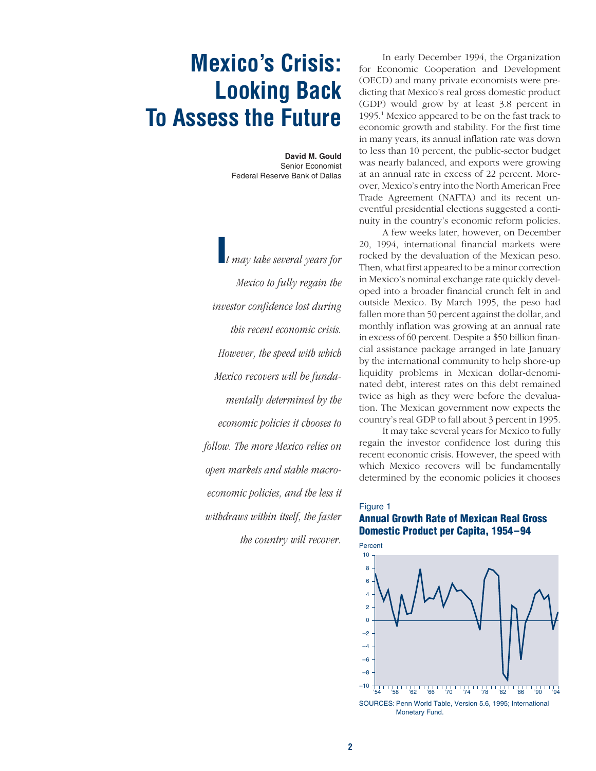# Mexico's Crisis: Looking Back To Assess the Future

**David M. Gould**
Senior Economist
Federal Reserve Bank of Dallas

*It may take several years for Mexico to fully regain the investor confidence lost during this recent economic crisis. However, the speed with which Mexico recovers will be fundamentally determined by the economic policies it chooses to follow. The more Mexico relies on open markets and stable macroeconomic policies, and the less it withdraws within itself, the faster the country will recover.*

In early December 1994, the Organization for Economic Cooperation and Development (OECD) and many private economists were predicting that Mexico's real gross domestic product (GDP) would grow by at least 3.8 percent in 1995.[1] Mexico appeared to be on the fast track to economic growth and stability. For the first time in many years, its annual inflation rate was down to less than 10 percent, the public-sector budget was nearly balanced, and exports were growing at an annual rate in excess of 22 percent. Moreover, Mexico's entry into the North American Free Trade Agreement (NAFTA) and its recent uneventful presidential elections suggested a continuity in the country's economic reform policies.

A few weeks later, however, on December 20, 1994, international financial markets were rocked by the devaluation of the Mexican peso. Then, what first appeared to be a minor correction in Mexico's nominal exchange rate quickly developed into a broader financial crunch felt in and outside Mexico. By March 1995, the peso had fallen more than 50 percent against the dollar, and monthly inflation was growing at an annual rate in excess of 60 percent. Despite a $50 billion financial assistance package arranged in late January by the international community to help shore-up liquidity problems in Mexican dollar-denominated debt, interest rates on this debt remained twice as high as they were before the devaluation. The Mexican government now expects the country's real GDP to fall about 3 percent in 1995.

It may take several years for Mexico to fully regain the investor confidence lost during this recent economic crisis. However, the speed with which Mexico recovers will be fundamentally determined by the economic policies it chooses

Figure 1
**Annual Growth Rate of Mexican Real Gross Domestic Product per Capita, 1954–94**

SOURCES: Penn World Table, Version 5.6, 1995; International Monetary Fund.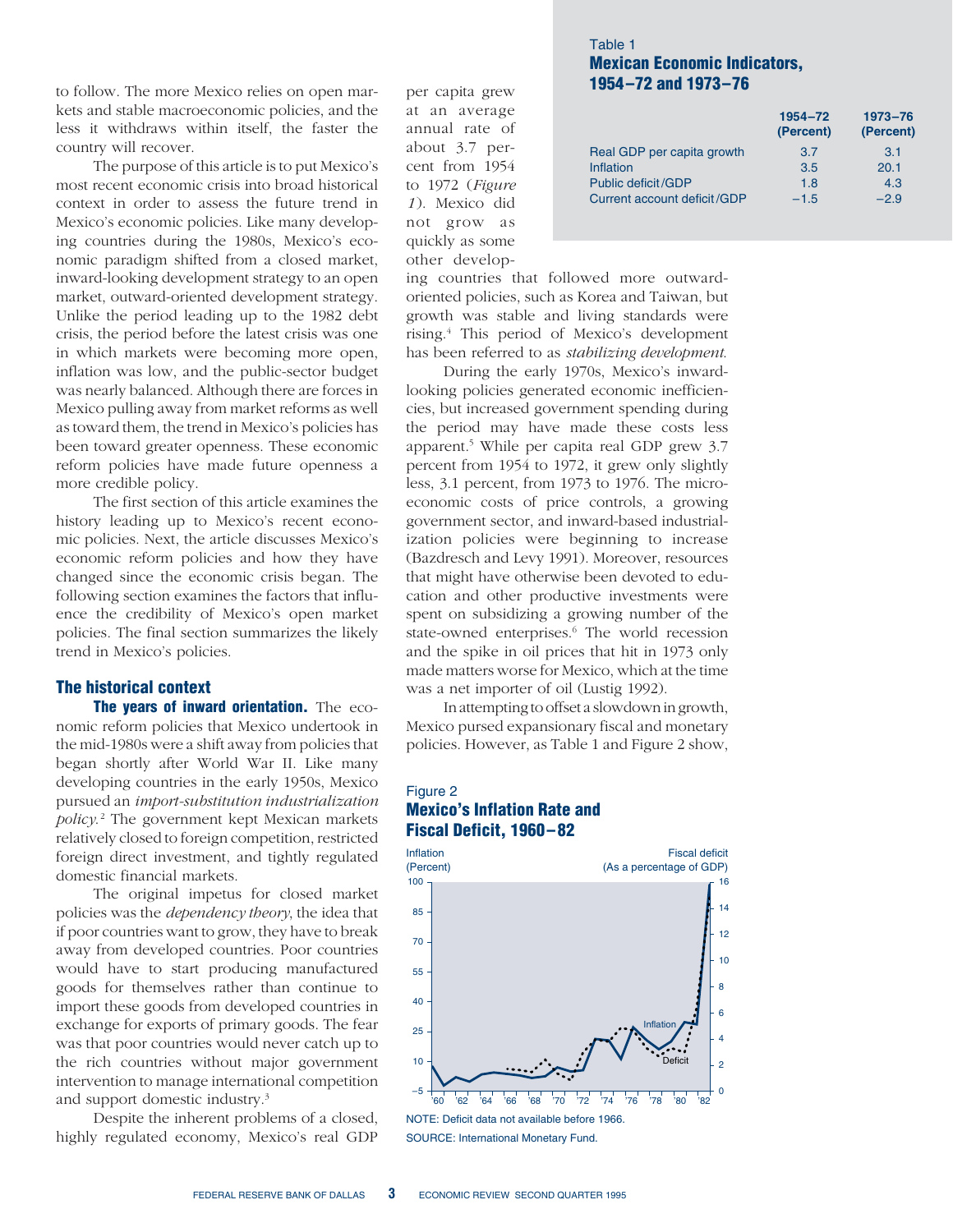to follow. The more Mexico relies on open markets and stable macroeconomic policies, and the less it withdraws within itself, the faster the country will recover.

The purpose of this article is to put Mexico's most recent economic crisis into broad historical context in order to assess the future trend in Mexico's economic policies. Like many developing countries during the 1980s, Mexico's economic paradigm shifted from a closed market, inward-looking development strategy to an open market, outward-oriented development strategy. Unlike the period leading up to the 1982 debt crisis, the period before the latest crisis was one in which markets were becoming more open, inflation was low, and the public-sector budget was nearly balanced. Although there are forces in Mexico pulling away from market reforms as well as toward them, the trend in Mexico's policies has been toward greater openness. These economic reform policies have made future openness a more credible policy.

The first section of this article examines the history leading up to Mexico's recent economic policies. Next, the article discusses Mexico's economic reform policies and how they have changed since the economic crisis began. The following section examines the factors that influence the credibility of Mexico's open market policies. The final section summarizes the likely trend in Mexico's policies.

## The historical context

**The years of inward orientation.** The economic reform policies that Mexico undertook in the mid-1980s were a shift away from policies that began shortly after World War II. Like many developing countries in the early 1950s, Mexico pursued an *import-substitution industrialization policy.*[2] The government kept Mexican markets relatively closed to foreign competition, restricted foreign direct investment, and tightly regulated domestic financial markets.

The original impetus for closed market policies was the *dependency theory*, the idea that if poor countries want to grow, they have to break away from developed countries. Poor countries would have to start producing manufactured goods for themselves rather than continue to import these goods from developed countries in exchange for exports of primary goods. The fear was that poor countries would never catch up to the rich countries without major government intervention to manage international competition and support domestic industry.[3]

Despite the inherent problems of a closed, highly regulated economy, Mexico's real GDP per capita grew at an average annual rate of about 3.7 percent from 1954 to 1972 (*Figure 1*). Mexico did not grow as quickly as some other developing countries that followed more outward-oriented policies, such as Korea and Taiwan, but growth was stable and living standards were rising.[4] This period of Mexico's development has been referred to as *stabilizing development.*

Table 1
**Mexican Economic Indicators, 1954–72 and 1973–76**

| | 1954–72 (Percent) | 1973–76 (Percent) |
|---|---|---|
| Real GDP per capita growth | 3.7 | 3.1 |
| Inflation | 3.5 | 20.1 |
| Public deficit/GDP | 1.8 | 4.3 |
| Current account deficit/GDP | –1.5 | –2.9 |

During the early 1970s, Mexico's inward-looking policies generated economic inefficiencies, but increased government spending during the period may have made these costs less apparent.[5] While per capita real GDP grew 3.7 percent from 1954 to 1972, it grew only slightly less, 3.1 percent, from 1973 to 1976. The microeconomic costs of price controls, a growing government sector, and inward-based industrialization policies were beginning to increase (Bazdresch and Levy 1991). Moreover, resources that might have otherwise been devoted to education and other productive investments were spent on subsidizing a growing number of the state-owned enterprises.[6] The world recession and the spike in oil prices that hit in 1973 only made matters worse for Mexico, which at the time was a net importer of oil (Lustig 1992).

In attempting to offset a slowdown in growth, Mexico pursed expansionary fiscal and monetary policies. However, as Table 1 and Figure 2 show,

Figure 2
**Mexico's Inflation Rate and Fiscal Deficit, 1960–82**

NOTE: Deficit data not available before 1966.
SOURCE: International Monetary Fund.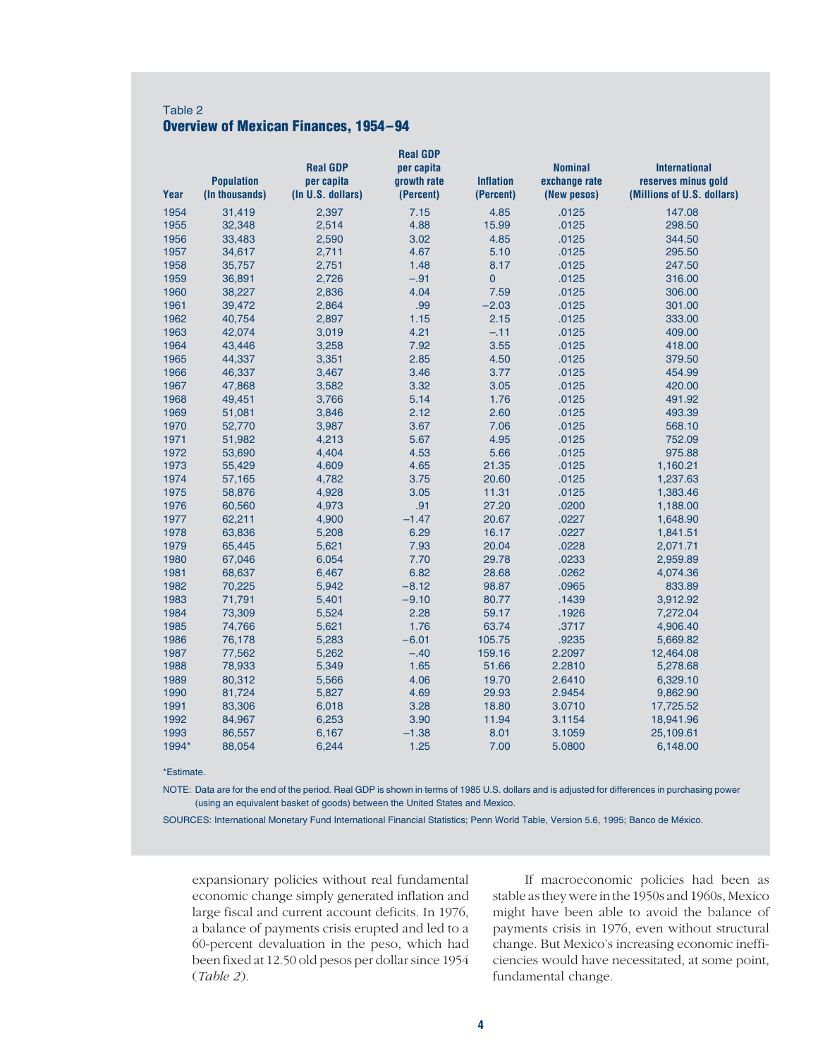Table 2

**Overview of Mexican Finances, 1954–94**

| Year | Population (In thousands) | Real GDP per capita (In U.S. dollars) | Real GDP per capita growth rate (Percent) | Inflation (Percent) | Nominal exchange rate (New pesos) | International reserves minus gold (Millions of U.S. dollars) |
|---|---|---|---|---|---|---|
| 1954 | 31,419 | 2,397 | 7.15 | 4.85 | .0125 | 147.08 |
| 1955 | 32,348 | 2,514 | 4.88 | 15.99 | .0125 | 298.50 |
| 1956 | 33,483 | 2,590 | 3.02 | 4.85 | .0125 | 344.50 |
| 1957 | 34,617 | 2,711 | 4.67 | 5.10 | .0125 | 295.50 |
| 1958 | 35,757 | 2,751 | 1.48 | 8.17 | .0125 | 247.50 |
| 1959 | 36,891 | 2,726 | –.91 | 0 | .0125 | 316.00 |
| 1960 | 38,227 | 2,836 | 4.04 | 7.59 | .0125 | 306.00 |
| 1961 | 39,472 | 2,864 | .99 | –2.03 | .0125 | 301.00 |
| 1962 | 40,754 | 2,897 | 1.15 | 2.15 | .0125 | 333.00 |
| 1963 | 42,074 | 3,019 | 4.21 | –.11 | .0125 | 409.00 |
| 1964 | 43,446 | 3,258 | 7.92 | 3.55 | .0125 | 418.00 |
| 1965 | 44,337 | 3,351 | 2.85 | 4.50 | .0125 | 379.50 |
| 1966 | 46,337 | 3,467 | 3.46 | 3.77 | .0125 | 454.99 |
| 1967 | 47,868 | 3,582 | 3.32 | 3.05 | .0125 | 420.00 |
| 1968 | 49,451 | 3,766 | 5.14 | 1.76 | .0125 | 491.92 |
| 1969 | 51,081 | 3,846 | 2.12 | 2.60 | .0125 | 493.39 |
| 1970 | 52,770 | 3,987 | 3.67 | 7.06 | .0125 | 568.10 |
| 1971 | 51,982 | 4,213 | 5.67 | 4.95 | .0125 | 752.09 |
| 1972 | 53,690 | 4,404 | 4.53 | 5.66 | .0125 | 975.88 |
| 1973 | 55,429 | 4,609 | 4.65 | 21.35 | .0125 | 1,160.21 |
| 1974 | 57,165 | 4,782 | 3.75 | 20.60 | .0125 | 1,237.63 |
| 1975 | 58,876 | 4,928 | 3.05 | 11.31 | .0125 | 1,383.46 |
| 1976 | 60,560 | 4,973 | .91 | 27.20 | .0200 | 1,188.00 |
| 1977 | 62,211 | 4,900 | –1.47 | 20.67 | .0227 | 1,648.90 |
| 1978 | 63,836 | 5,208 | 6.29 | 16.17 | .0227 | 1,841.51 |
| 1979 | 65,445 | 5,621 | 7.93 | 20.04 | .0228 | 2,071.71 |
| 1980 | 67,046 | 6,054 | 7.70 | 29.78 | .0233 | 2,959.89 |
| 1981 | 68,637 | 6,467 | 6.82 | 28.68 | .0262 | 4,074.36 |
| 1982 | 70,225 | 5,942 | –8.12 | 98.87 | .0965 | 833.89 |
| 1983 | 71,791 | 5,401 | –9.10 | 80.77 | .1439 | 3,912.92 |
| 1984 | 73,309 | 5,524 | 2.28 | 59.17 | .1926 | 7,272.04 |
| 1985 | 74,766 | 5,621 | 1.76 | 63.74 | .3717 | 4,906.40 |
| 1986 | 76,178 | 5,283 | –6.01 | 105.75 | .9235 | 5,669.82 |
| 1987 | 77,562 | 5,262 | –.40 | 159.16 | 2.2097 | 12,464.08 |
| 1988 | 78,933 | 5,349 | 1.65 | 51.66 | 2.2810 | 5,278.68 |
| 1989 | 80,312 | 5,566 | 4.06 | 19.70 | 2.6410 | 6,329.10 |
| 1990 | 81,724 | 5,827 | 4.69 | 29.93 | 2.9454 | 9,862.90 |
| 1991 | 83,306 | 6,018 | 3.28 | 18.80 | 3.0710 | 17,725.52 |
| 1992 | 84,967 | 6,253 | 3.90 | 11.94 | 3.1154 | 18,941.96 |
| 1993 | 86,557 | 6,167 | –1.38 | 8.01 | 3.1059 | 25,109.61 |
| 1994* | 88,054 | 6,244 | 1.25 | 7.00 | 5.0800 | 6,148.00 |

*Estimate.

NOTE: Data are for the end of the period. Real GDP is shown in terms of 1985 U.S. dollars and is adjusted for differences in purchasing power (using an equivalent basket of goods) between the United States and Mexico.

SOURCES: International Monetary Fund International Financial Statistics; Penn World Table, Version 5.6, 1995; Banco de México.

expansionary policies without real fundamental economic change simply generated inflation and large fiscal and current account deficits. In 1976, a balance of payments crisis erupted and led to a 60-percent devaluation in the peso, which had been fixed at 12.50 old pesos per dollar since 1954 (*Table 2*).

If macroeconomic policies had been as stable as they were in the 1950s and 1960s, Mexico might have been able to avoid the balance of payments crisis in 1976, even without structural change. But Mexico's increasing economic inefficiencies would have necessitated, at some point, fundamental change.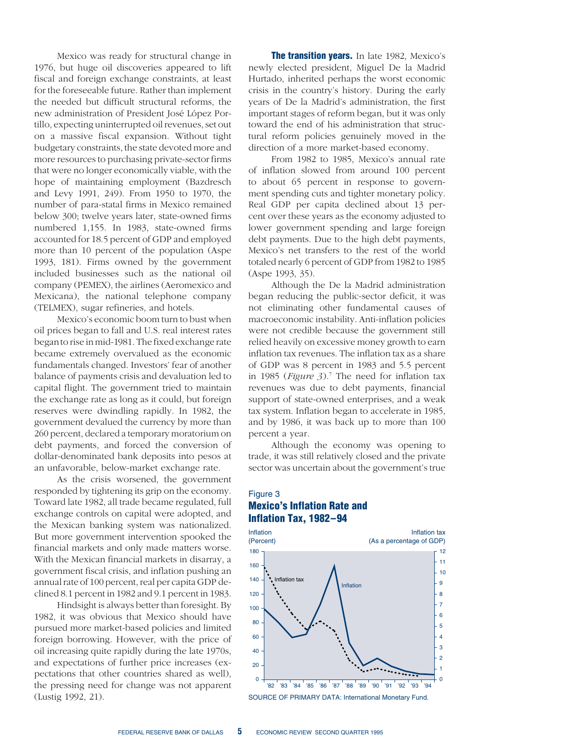Mexico was ready for structural change in 1976, but huge oil discoveries appeared to lift fiscal and foreign exchange constraints, at least for the foreseeable future. Rather than implement the needed but difficult structural reforms, the new administration of President José López Portillo, expecting uninterrupted oil revenues, set out on a massive fiscal expansion. Without tight budgetary constraints, the state devoted more and more resources to purchasing private-sector firms that were no longer economically viable, with the hope of maintaining employment (Bazdresch and Levy 1991, 249). From 1950 to 1970, the number of para-statal firms in Mexico remained below 300; twelve years later, state-owned firms numbered 1,155. In 1983, state-owned firms accounted for 18.5 percent of GDP and employed more than 10 percent of the population (Aspe 1993, 181). Firms owned by the government included businesses such as the national oil company (PEMEX), the airlines (Aeromexico and Mexicana), the national telephone company (TELMEX), sugar refineries, and hotels.

Mexico's economic boom turn to bust when oil prices began to fall and U.S. real interest rates began to rise in mid-1981. The fixed exchange rate became extremely overvalued as the economic fundamentals changed. Investors' fear of another balance of payments crisis and devaluation led to capital flight. The government tried to maintain the exchange rate as long as it could, but foreign reserves were dwindling rapidly. In 1982, the government devalued the currency by more than 260 percent, declared a temporary moratorium on debt payments, and forced the conversion of dollar-denominated bank deposits into pesos at an unfavorable, below-market exchange rate.

As the crisis worsened, the government responded by tightening its grip on the economy. Toward late 1982, all trade became regulated, full exchange controls on capital were adopted, and the Mexican banking system was nationalized. But more government intervention spooked the financial markets and only made matters worse. With the Mexican financial markets in disarray, a government fiscal crisis, and inflation pushing an annual rate of 100 percent, real per capita GDP declined 8.1 percent in 1982 and 9.1 percent in 1983.

Hindsight is always better than foresight. By 1982, it was obvious that Mexico should have pursued more market-based policies and limited foreign borrowing. However, with the price of oil increasing quite rapidly during the late 1970s, and expectations of further price increases (expectations that other countries shared as well), the pressing need for change was not apparent (Lustig 1992, 21).

**The transition years.** In late 1982, Mexico's newly elected president, Miguel De la Madrid Hurtado, inherited perhaps the worst economic crisis in the country's history. During the early years of De la Madrid's administration, the first important stages of reform began, but it was only toward the end of his administration that structural reform policies genuinely moved in the direction of a more market-based economy.

From 1982 to 1985, Mexico's annual rate of inflation slowed from around 100 percent to about 65 percent in response to government spending cuts and tighter monetary policy. Real GDP per capita declined about 13 percent over these years as the economy adjusted to lower government spending and large foreign debt payments. Due to the high debt payments, Mexico's net transfers to the rest of the world totaled nearly 6 percent of GDP from 1982 to 1985 (Aspe 1993, 35).

Although the De la Madrid administration began reducing the public-sector deficit, it was not eliminating other fundamental causes of macroeconomic instability. Anti-inflation policies were not credible because the government still relied heavily on excessive money growth to earn inflation tax revenues. The inflation tax as a share of GDP was 8 percent in 1983 and 5.5 percent in 1985 (*Figure 3*).[7] The need for inflation tax revenues was due to debt payments, financial support of state-owned enterprises, and a weak tax system. Inflation began to accelerate in 1985, and by 1986, it was back up to more than 100 percent a year.

Although the economy was opening to trade, it was still relatively closed and the private sector was uncertain about the government's true

Figure 3
**Mexico's Inflation Rate and Inflation Tax, 1982–94**

SOURCE OF PRIMARY DATA: International Monetary Fund.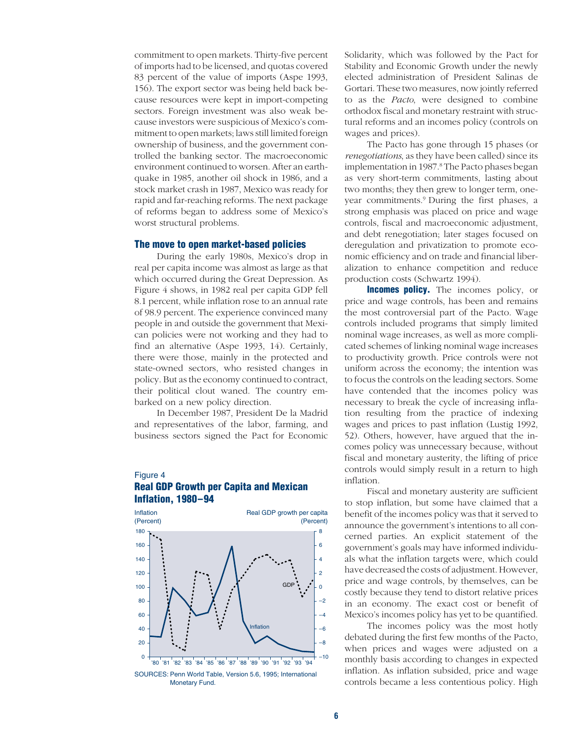commitment to open markets. Thirty-five percent of imports had to be licensed, and quotas covered 83 percent of the value of imports (Aspe 1993, 156). The export sector was being held back because resources were kept in import-competing sectors. Foreign investment was also weak because investors were suspicious of Mexico's commitment to open markets; laws still limited foreign ownership of business, and the government controlled the banking sector. The macroeconomic environment continued to worsen. After an earthquake in 1985, another oil shock in 1986, and a stock market crash in 1987, Mexico was ready for rapid and far-reaching reforms. The next package of reforms began to address some of Mexico's worst structural problems.

### The move to open market-based policies

During the early 1980s, Mexico's drop in real per capita income was almost as large as that which occurred during the Great Depression. As Figure 4 shows, in 1982 real per capita GDP fell 8.1 percent, while inflation rose to an annual rate of 98.9 percent. The experience convinced many people in and outside the government that Mexican policies were not working and they had to find an alternative (Aspe 1993, 14). Certainly, there were those, mainly in the protected and state-owned sectors, who resisted changes in policy. But as the economy continued to contract, their political clout waned. The country embarked on a new policy direction.

In December 1987, President De la Madrid and representatives of the labor, farming, and business sectors signed the Pact for Economic Solidarity, which was followed by the Pact for Stability and Economic Growth under the newly elected administration of President Salinas de Gortari. These two measures, now jointly referred to as the *Pacto*, were designed to combine orthodox fiscal and monetary restraint with structural reforms and an incomes policy (controls on wages and prices).

Figure 4
**Real GDP Growth per Capita and Mexican Inflation, 1980–94**

SOURCES: Penn World Table, Version 5.6, 1995; International Monetary Fund.

The Pacto has gone through 15 phases (or *renegotiations*, as they have been called) since its implementation in 1987.[8] The Pacto phases began as very short-term commitments, lasting about two months; they then grew to longer term, one-year commitments.[9] During the first phases, a strong emphasis was placed on price and wage controls, fiscal and macroeconomic adjustment, and debt renegotiation; later stages focused on deregulation and privatization to promote economic efficiency and on trade and financial liberalization to enhance competition and reduce production costs (Schwartz 1994).

**Incomes policy.** The incomes policy, or price and wage controls, has been and remains the most controversial part of the Pacto. Wage controls included programs that simply limited nominal wage increases, as well as more complicated schemes of linking nominal wage increases to productivity growth. Price controls were not uniform across the economy; the intention was to focus the controls on the leading sectors. Some have contended that the incomes policy was necessary to break the cycle of increasing inflation resulting from the practice of indexing wages and prices to past inflation (Lustig 1992, 52). Others, however, have argued that the incomes policy was unnecessary because, without fiscal and monetary austerity, the lifting of price controls would simply result in a return to high inflation.

Fiscal and monetary austerity are sufficient to stop inflation, but some have claimed that a benefit of the incomes policy was that it served to announce the government's intentions to all concerned parties. An explicit statement of the government's goals may have informed individuals what the inflation targets were, which could have decreased the costs of adjustment. However, price and wage controls, by themselves, can be costly because they tend to distort relative prices in an economy. The exact cost or benefit of Mexico's incomes policy has yet to be quantified.

The incomes policy was the most hotly debated during the first few months of the Pacto, when prices and wages were adjusted on a monthly basis according to changes in expected inflation. As inflation subsided, price and wage controls became a less contentious policy. High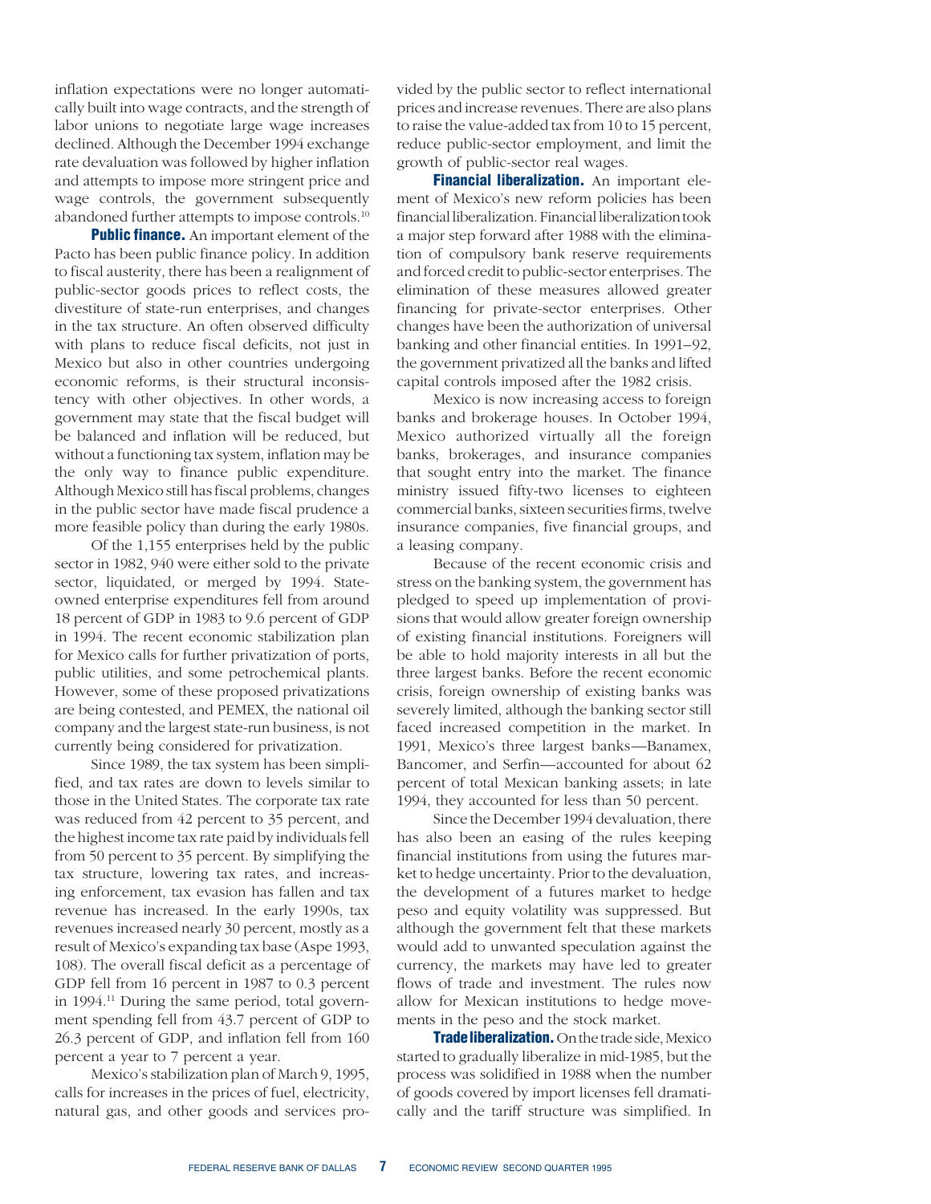inflation expectations were no longer automatically built into wage contracts, and the strength of labor unions to negotiate large wage increases declined. Although the December 1994 exchange rate devaluation was followed by higher inflation and attempts to impose more stringent price and wage controls, the government subsequently abandoned further attempts to impose controls.[10]

**Public finance.** An important element of the Pacto has been public finance policy. In addition to fiscal austerity, there has been a realignment of public-sector goods prices to reflect costs, the divestiture of state-run enterprises, and changes in the tax structure. An often observed difficulty with plans to reduce fiscal deficits, not just in Mexico but also in other countries undergoing economic reforms, is their structural inconsistency with other objectives. In other words, a government may state that the fiscal budget will be balanced and inflation will be reduced, but without a functioning tax system, inflation may be the only way to finance public expenditure. Although Mexico still has fiscal problems, changes in the public sector have made fiscal prudence a more feasible policy than during the early 1980s.

Of the 1,155 enterprises held by the public sector in 1982, 940 were either sold to the private sector, liquidated, or merged by 1994. State-owned enterprise expenditures fell from around 18 percent of GDP in 1983 to 9.6 percent of GDP in 1994. The recent economic stabilization plan for Mexico calls for further privatization of ports, public utilities, and some petrochemical plants. However, some of these proposed privatizations are being contested, and PEMEX, the national oil company and the largest state-run business, is not currently being considered for privatization.

Since 1989, the tax system has been simplified, and tax rates are down to levels similar to those in the United States. The corporate tax rate was reduced from 42 percent to 35 percent, and the highest income tax rate paid by individuals fell from 50 percent to 35 percent. By simplifying the tax structure, lowering tax rates, and increasing enforcement, tax evasion has fallen and tax revenue has increased. In the early 1990s, tax revenues increased nearly 30 percent, mostly as a result of Mexico's expanding tax base (Aspe 1993, 108). The overall fiscal deficit as a percentage of GDP fell from 16 percent in 1987 to 0.3 percent in 1994.[11] During the same period, total government spending fell from 43.7 percent of GDP to 26.3 percent of GDP, and inflation fell from 160 percent a year to 7 percent a year.

Mexico's stabilization plan of March 9, 1995, calls for increases in the prices of fuel, electricity, natural gas, and other goods and services provided by the public sector to reflect international prices and increase revenues. There are also plans to raise the value-added tax from 10 to 15 percent, reduce public-sector employment, and limit the growth of public-sector real wages.

**Financial liberalization.** An important element of Mexico's new reform policies has been financial liberalization. Financial liberalization took a major step forward after 1988 with the elimination of compulsory bank reserve requirements and forced credit to public-sector enterprises. The elimination of these measures allowed greater financing for private-sector enterprises. Other changes have been the authorization of universal banking and other financial entities. In 1991–92, the government privatized all the banks and lifted capital controls imposed after the 1982 crisis.

Mexico is now increasing access to foreign banks and brokerage houses. In October 1994, Mexico authorized virtually all the foreign banks, brokerages, and insurance companies that sought entry into the market. The finance ministry issued fifty-two licenses to eighteen commercial banks, sixteen securities firms, twelve insurance companies, five financial groups, and a leasing company.

Because of the recent economic crisis and stress on the banking system, the government has pledged to speed up implementation of provisions that would allow greater foreign ownership of existing financial institutions. Foreigners will be able to hold majority interests in all but the three largest banks. Before the recent economic crisis, foreign ownership of existing banks was severely limited, although the banking sector still faced increased competition in the market. In 1991, Mexico's three largest banks—Banamex, Bancomer, and Serfin—accounted for about 62 percent of total Mexican banking assets; in late 1994, they accounted for less than 50 percent.

Since the December 1994 devaluation, there has also been an easing of the rules keeping financial institutions from using the futures market to hedge uncertainty. Prior to the devaluation, the development of a futures market to hedge peso and equity volatility was suppressed. But although the government felt that these markets would add to unwanted speculation against the currency, the markets may have led to greater flows of trade and investment. The rules now allow for Mexican institutions to hedge movements in the peso and the stock market.

**Trade liberalization.** On the trade side, Mexico started to gradually liberalize in mid-1985, but the process was solidified in 1988 when the number of goods covered by import licenses fell dramatically and the tariff structure was simplified. In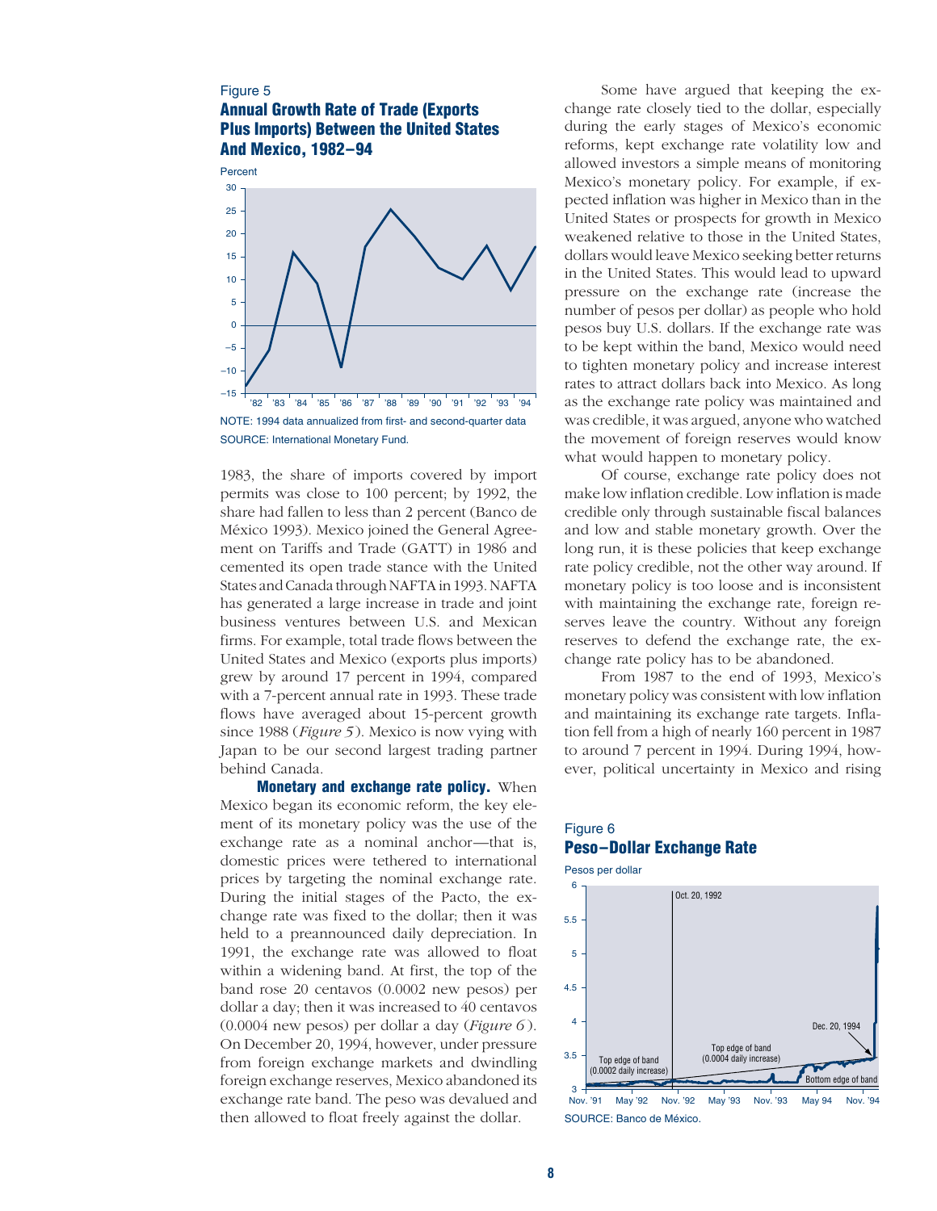Figure 5

**Annual Growth Rate of Trade (Exports Plus Imports) Between the United States And Mexico, 1982–94**

NOTE: 1994 data annualized from first- and second-quarter data

SOURCE: International Monetary Fund.

1983, the share of imports covered by import permits was close to 100 percent; by 1992, the share had fallen to less than 2 percent (Banco de México 1993). Mexico joined the General Agreement on Tariffs and Trade (GATT) in 1986 and cemented its open trade stance with the United States and Canada through NAFTA in 1993. NAFTA has generated a large increase in trade and joint business ventures between U.S. and Mexican firms. For example, total trade flows between the United States and Mexico (exports plus imports) grew by around 17 percent in 1994, compared with a 7-percent annual rate in 1993. These trade flows have averaged about 15-percent growth since 1988 (*Figure 5*). Mexico is now vying with Japan to be our second largest trading partner behind Canada.

**Monetary and exchange rate policy.** When Mexico began its economic reform, the key element of its monetary policy was the use of the exchange rate as a nominal anchor—that is, domestic prices were tethered to international prices by targeting the nominal exchange rate. During the initial stages of the Pacto, the exchange rate was fixed to the dollar; then it was held to a preannounced daily depreciation. In 1991, the exchange rate was allowed to float within a widening band. At first, the top of the band rose 20 centavos (0.0002 new pesos) per dollar a day; then it was increased to 40 centavos (0.0004 new pesos) per dollar a day (*Figure 6*). On December 20, 1994, however, under pressure from foreign exchange markets and dwindling foreign exchange reserves, Mexico abandoned its exchange rate band. The peso was devalued and then allowed to float freely against the dollar.

Some have argued that keeping the exchange rate closely tied to the dollar, especially during the early stages of Mexico's economic reforms, kept exchange rate volatility low and allowed investors a simple means of monitoring Mexico's monetary policy. For example, if expected inflation was higher in Mexico than in the United States or prospects for growth in Mexico weakened relative to those in the United States, dollars would leave Mexico seeking better returns in the United States. This would lead to upward pressure on the exchange rate (increase the number of pesos per dollar) as people who hold pesos buy U.S. dollars. If the exchange rate was to be kept within the band, Mexico would need to tighten monetary policy and increase interest rates to attract dollars back into Mexico. As long as the exchange rate policy was maintained and was credible, it was argued, anyone who watched the movement of foreign reserves would know what would happen to monetary policy.

Of course, exchange rate policy does not make low inflation credible. Low inflation is made credible only through sustainable fiscal balances and low and stable monetary growth. Over the long run, it is these policies that keep exchange rate policy credible, not the other way around. If monetary policy is too loose and is inconsistent with maintaining the exchange rate, foreign reserves leave the country. Without any foreign reserves to defend the exchange rate, the exchange rate policy has to be abandoned.

From 1987 to the end of 1993, Mexico's monetary policy was consistent with low inflation and maintaining its exchange rate targets. Inflation fell from a high of nearly 160 percent in 1987 to around 7 percent in 1994. During 1994, however, political uncertainty in Mexico and rising

Figure 6

**Peso–Dollar Exchange Rate**

SOURCE: Banco de México.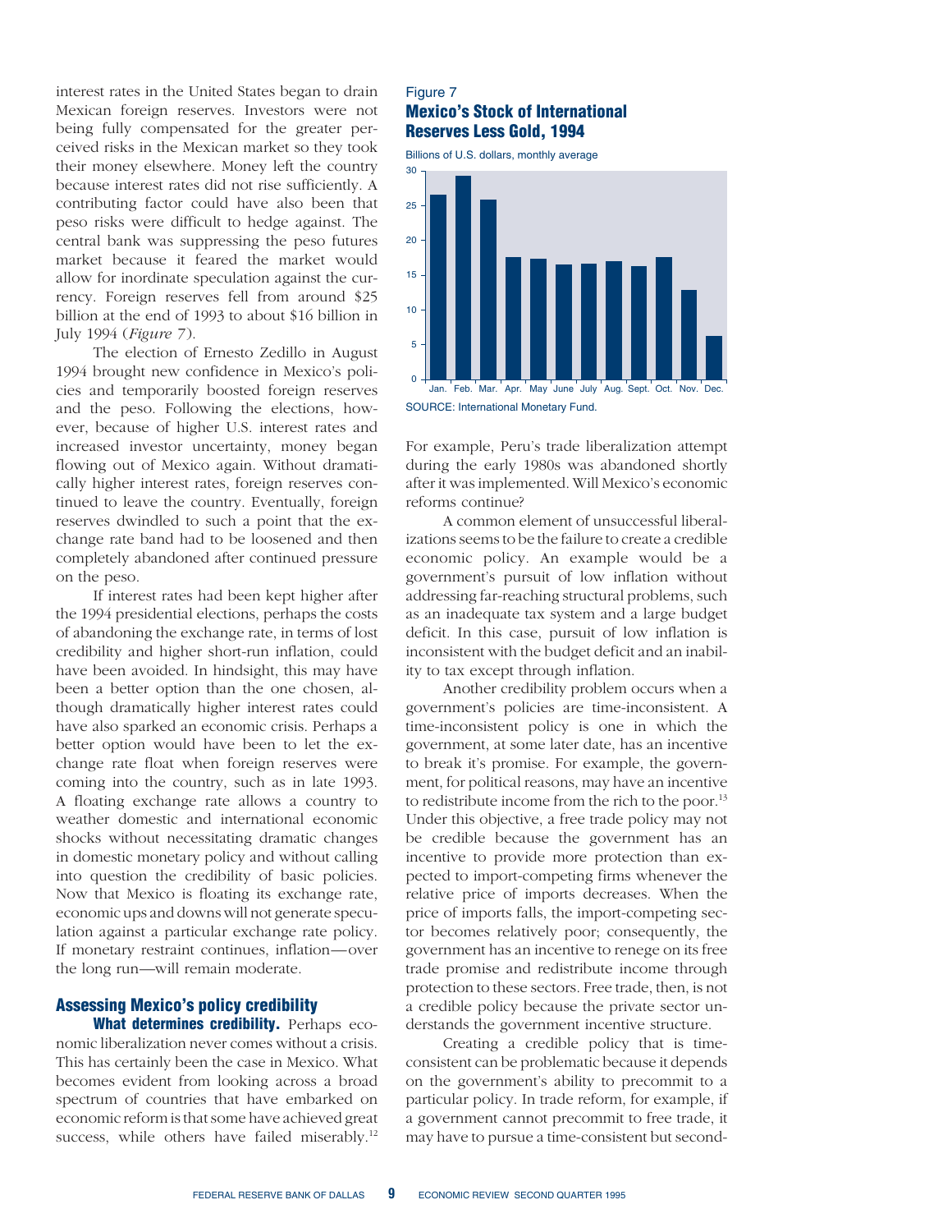interest rates in the United States began to drain Mexican foreign reserves. Investors were not being fully compensated for the greater perceived risks in the Mexican market so they took their money elsewhere. Money left the country because interest rates did not rise sufficiently. A contributing factor could have also been that peso risks were difficult to hedge against. The central bank was suppressing the peso futures market because it feared the market would allow for inordinate speculation against the currency. Foreign reserves fell from around $25 billion at the end of 1993 to about $16 billion in July 1994 (*Figure 7*).

The election of Ernesto Zedillo in August 1994 brought new confidence in Mexico's policies and temporarily boosted foreign reserves and the peso. Following the elections, however, because of higher U.S. interest rates and increased investor uncertainty, money began flowing out of Mexico again. Without dramatically higher interest rates, foreign reserves continued to leave the country. Eventually, foreign reserves dwindled to such a point that the exchange rate band had to be loosened and then completely abandoned after continued pressure on the peso.

If interest rates had been kept higher after the 1994 presidential elections, perhaps the costs of abandoning the exchange rate, in terms of lost credibility and higher short-run inflation, could have been avoided. In hindsight, this may have been a better option than the one chosen, although dramatically higher interest rates could have also sparked an economic crisis. Perhaps a better option would have been to let the exchange rate float when foreign reserves were coming into the country, such as in late 1993. A floating exchange rate allows a country to weather domestic and international economic shocks without necessitating dramatic changes in domestic monetary policy and without calling into question the credibility of basic policies. Now that Mexico is floating its exchange rate, economic ups and downs will not generate speculation against a particular exchange rate policy. If monetary restraint continues, inflation—over the long run—will remain moderate.

Figure 7
**Mexico's Stock of International Reserves Less Gold, 1994**

Billions of U.S. dollars, monthly average

SOURCE: International Monetary Fund.

## Assessing Mexico's policy credibility

**What determines credibility.** Perhaps economic liberalization never comes without a crisis. This has certainly been the case in Mexico. What becomes evident from looking across a broad spectrum of countries that have embarked on economic reform is that some have achieved great success, while others have failed miserably.[12] For example, Peru's trade liberalization attempt during the early 1980s was abandoned shortly after it was implemented. Will Mexico's economic reforms continue?

A common element of unsuccessful liberalizations seems to be the failure to create a credible economic policy. An example would be a government's pursuit of low inflation without addressing far-reaching structural problems, such as an inadequate tax system and a large budget deficit. In this case, pursuit of low inflation is inconsistent with the budget deficit and an inability to tax except through inflation.

Another credibility problem occurs when a government's policies are time-inconsistent. A time-inconsistent policy is one in which the government, at some later date, has an incentive to break it's promise. For example, the government, for political reasons, may have an incentive to redistribute income from the rich to the poor.[13] Under this objective, a free trade policy may not be credible because the government has an incentive to provide more protection than expected to import-competing firms whenever the relative price of imports decreases. When the price of imports falls, the import-competing sector becomes relatively poor; consequently, the government has an incentive to renege on its free trade promise and redistribute income through protection to these sectors. Free trade, then, is not a credible policy because the private sector understands the government incentive structure.

Creating a credible policy that is time-consistent can be problematic because it depends on the government's ability to precommit to a particular policy. In trade reform, for example, if a government cannot precommit to free trade, it may have to pursue a time-consistent but second-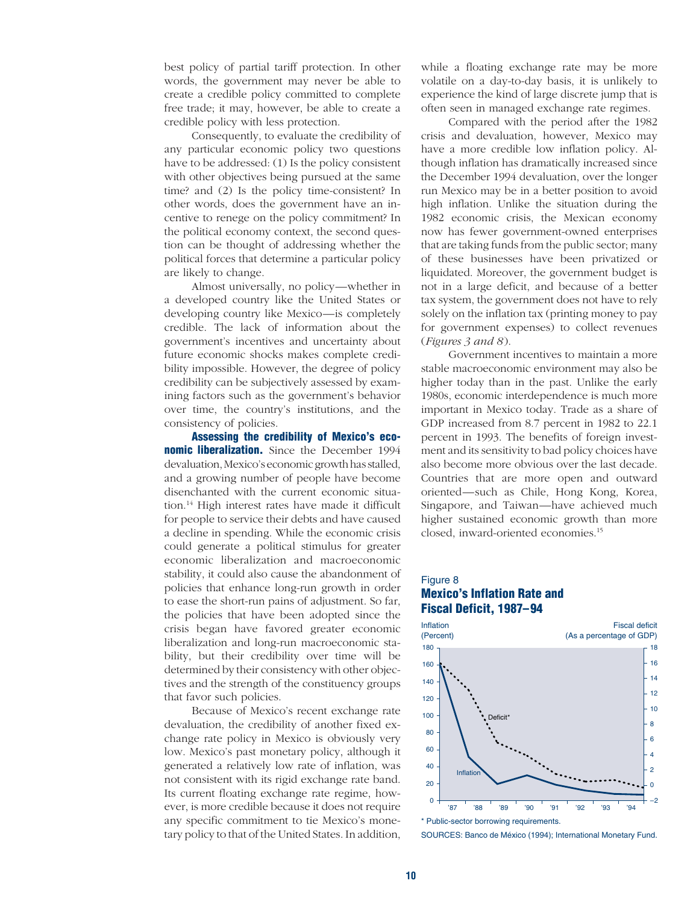best policy of partial tariff protection. In other words, the government may never be able to create a credible policy committed to complete free trade; it may, however, be able to create a credible policy with less protection.

Consequently, to evaluate the credibility of any particular economic policy two questions have to be addressed: (1) Is the policy consistent with other objectives being pursued at the same time? and (2) Is the policy time-consistent? In other words, does the government have an incentive to renege on the policy commitment? In the political economy context, the second question can be thought of addressing whether the political forces that determine a particular policy are likely to change.

Almost universally, no policy—whether in a developed country like the United States or developing country like Mexico—is completely credible. The lack of information about the government's incentives and uncertainty about future economic shocks makes complete credibility impossible. However, the degree of policy credibility can be subjectively assessed by examining factors such as the government's behavior over time, the country's institutions, and the consistency of policies.

**Assessing the credibility of Mexico's economic liberalization.** Since the December 1994 devaluation, Mexico's economic growth has stalled, and a growing number of people have become disenchanted with the current economic situation.[14] High interest rates have made it difficult for people to service their debts and have caused a decline in spending. While the economic crisis could generate a political stimulus for greater economic liberalization and macroeconomic stability, it could also cause the abandonment of policies that enhance long-run growth in order to ease the short-run pains of adjustment. So far, the policies that have been adopted since the crisis began have favored greater economic liberalization and long-run macroeconomic stability, but their credibility over time will be determined by their consistency with other objectives and the strength of the constituency groups that favor such policies.

Because of Mexico's recent exchange rate devaluation, the credibility of another fixed exchange rate policy in Mexico is obviously very low. Mexico's past monetary policy, although it generated a relatively low rate of inflation, was not consistent with its rigid exchange rate band. Its current floating exchange rate regime, however, is more credible because it does not require any specific commitment to tie Mexico's monetary policy to that of the United States. In addition, while a floating exchange rate may be more volatile on a day-to-day basis, it is unlikely to experience the kind of large discrete jump that is often seen in managed exchange rate regimes.

Compared with the period after the 1982 crisis and devaluation, however, Mexico may have a more credible low inflation policy. Although inflation has dramatically increased since the December 1994 devaluation, over the longer run Mexico may be in a better position to avoid high inflation. Unlike the situation during the 1982 economic crisis, the Mexican economy now has fewer government-owned enterprises that are taking funds from the public sector; many of these businesses have been privatized or liquidated. Moreover, the government budget is not in a large deficit, and because of a better tax system, the government does not have to rely solely on the inflation tax (printing money to pay for government expenses) to collect revenues (*Figures 3 and 8*).

Government incentives to maintain a more stable macroeconomic environment may also be higher today than in the past. Unlike the early 1980s, economic interdependence is much more important in Mexico today. Trade as a share of GDP increased from 8.7 percent in 1982 to 22.1 percent in 1993. The benefits of foreign investment and its sensitivity to bad policy choices have also become more obvious over the last decade. Countries that are more open and outward oriented—such as Chile, Hong Kong, Korea, Singapore, and Taiwan—have achieved much higher sustained economic growth than more closed, inward-oriented economies.[15]

Figure 8
**Mexico's Inflation Rate and Fiscal Deficit, 1987–94**

\* Public-sector borrowing requirements.

SOURCES: Banco de México (1994); International Monetary Fund.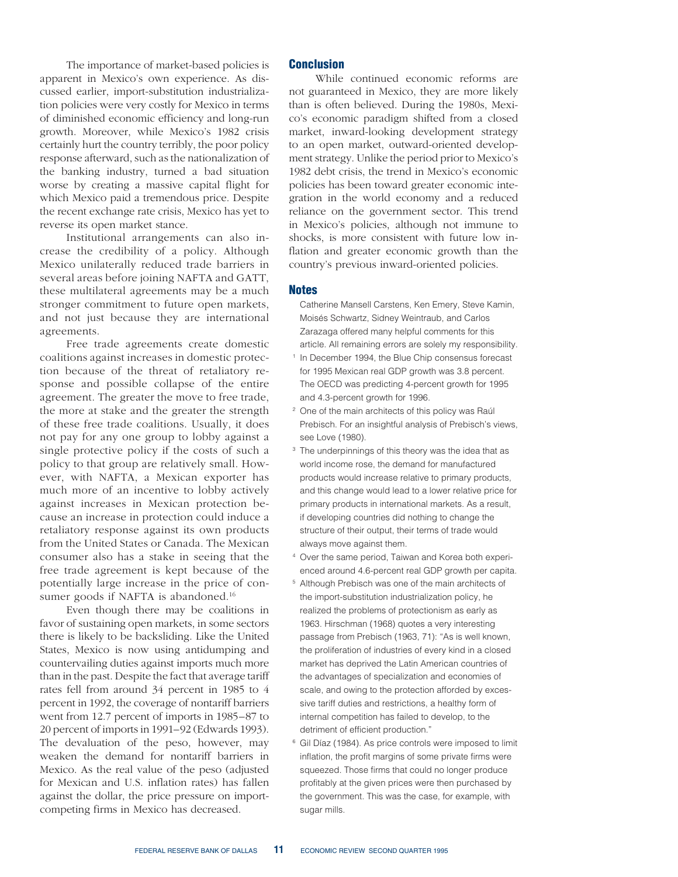The importance of market-based policies is apparent in Mexico's own experience. As discussed earlier, import-substitution industrialization policies were very costly for Mexico in terms of diminished economic efficiency and long-run growth. Moreover, while Mexico's 1982 crisis certainly hurt the country terribly, the poor policy response afterward, such as the nationalization of the banking industry, turned a bad situation worse by creating a massive capital flight for which Mexico paid a tremendous price. Despite the recent exchange rate crisis, Mexico has yet to reverse its open market stance.

Institutional arrangements can also increase the credibility of a policy. Although Mexico unilaterally reduced trade barriers in several areas before joining NAFTA and GATT, these multilateral agreements may be a much stronger commitment to future open markets, and not just because they are international agreements.

Free trade agreements create domestic coalitions against increases in domestic protection because of the threat of retaliatory response and possible collapse of the entire agreement. The greater the move to free trade, the more at stake and the greater the strength of these free trade coalitions. Usually, it does not pay for any one group to lobby against a single protective policy if the costs of such a policy to that group are relatively small. However, with NAFTA, a Mexican exporter has much more of an incentive to lobby actively against increases in Mexican protection because an increase in protection could induce a retaliatory response against its own products from the United States or Canada. The Mexican consumer also has a stake in seeing that the free trade agreement is kept because of the potentially large increase in the price of consumer goods if NAFTA is abandoned.[16]

Even though there may be coalitions in favor of sustaining open markets, in some sectors there is likely to be backsliding. Like the United States, Mexico is now using antidumping and countervailing duties against imports much more than in the past. Despite the fact that average tariff rates fell from around 34 percent in 1985 to 4 percent in 1992, the coverage of nontariff barriers went from 12.7 percent of imports in 1985–87 to 20 percent of imports in 1991–92 (Edwards 1993). The devaluation of the peso, however, may weaken the demand for nontariff barriers in Mexico. As the real value of the peso (adjusted for Mexican and U.S. inflation rates) has fallen against the dollar, the price pressure on import-competing firms in Mexico has decreased.

## Conclusion

While continued economic reforms are not guaranteed in Mexico, they are more likely than is often believed. During the 1980s, Mexico's economic paradigm shifted from a closed market, inward-looking development strategy to an open market, outward-oriented development strategy. Unlike the period prior to Mexico's 1982 debt crisis, the trend in Mexico's economic policies has been toward greater economic integration in the world economy and a reduced reliance on the government sector. This trend in Mexico's policies, although not immune to shocks, is more consistent with future low inflation and greater economic growth than the country's previous inward-oriented policies.

## Notes

Catherine Mansell Carstens, Ken Emery, Steve Kamin, Moisés Schwartz, Sidney Weintraub, and Carlos Zarazaga offered many helpful comments for this article. All remaining errors are solely my responsibility.

1. In December 1994, the Blue Chip consensus forecast for 1995 Mexican real GDP growth was 3.8 percent. The OECD was predicting 4-percent growth for 1995 and 4.3-percent growth for 1996.
2. One of the main architects of this policy was Raúl Prebisch. For an insightful analysis of Prebisch's views, see Love (1980).
3. The underpinnings of this theory was the idea that as world income rose, the demand for manufactured products would increase relative to primary products, and this change would lead to a lower relative price for primary products in international markets. As a result, if developing countries did nothing to change the structure of their output, their terms of trade would always move against them.
4. Over the same period, Taiwan and Korea both experienced around 4.6-percent real GDP growth per capita.
5. Although Prebisch was one of the main architects of the import-substitution industrialization policy, he realized the problems of protectionism as early as 1963. Hirschman (1968) quotes a very interesting passage from Prebisch (1963, 71): "As is well known, the proliferation of industries of every kind in a closed market has deprived the Latin American countries of the advantages of specialization and economies of scale, and owing to the protection afforded by excessive tariff duties and restrictions, a healthy form of internal competition has failed to develop, to the detriment of efficient production."
6. Gil Díaz (1984). As price controls were imposed to limit inflation, the profit margins of some private firms were squeezed. Those firms that could no longer produce profitably at the given prices were then purchased by the government. This was the case, for example, with sugar mills.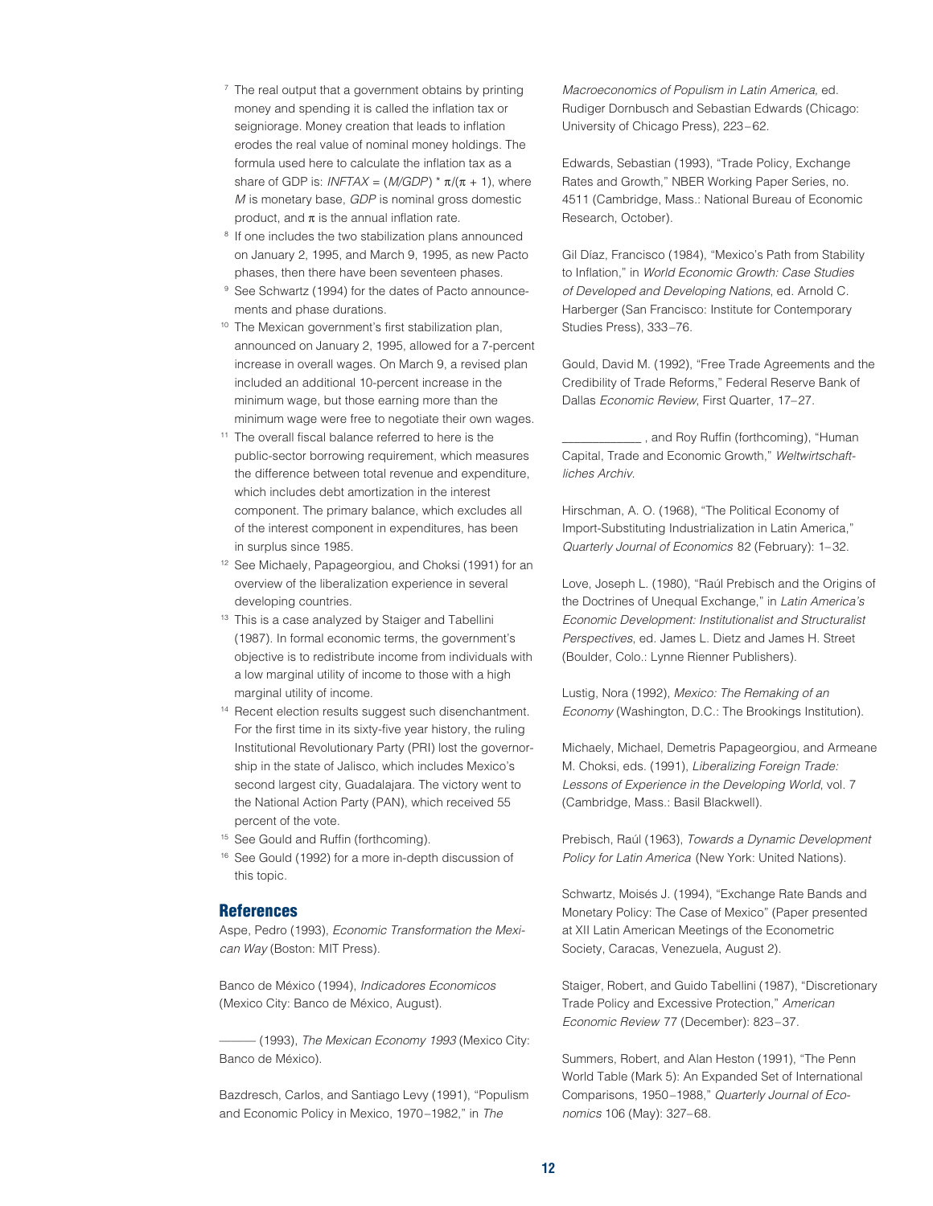[7] The real output that a government obtains by printing money and spending it is called the inflation tax or seigniorage. Money creation that leads to inflation erodes the real value of nominal money holdings. The formula used here to calculate the inflation tax as a share of GDP is: $INFTAX = (M/GDP) * \pi/(\pi + 1)$, where $M$ is monetary base, $GDP$ is nominal gross domestic product, and $\pi$ is the annual inflation rate.

[8] If one includes the two stabilization plans announced on January 2, 1995, and March 9, 1995, as new Pacto phases, then there have been seventeen phases.

[9] See Schwartz (1994) for the dates of Pacto announcements and phase durations.

[10] The Mexican government's first stabilization plan, announced on January 2, 1995, allowed for a 7-percent increase in overall wages. On March 9, a revised plan included an additional 10-percent increase in the minimum wage, but those earning more than the minimum wage were free to negotiate their own wages.

[11] The overall fiscal balance referred to here is the public-sector borrowing requirement, which measures the difference between total revenue and expenditure, which includes debt amortization in the interest component. The primary balance, which excludes all of the interest component in expenditures, has been in surplus since 1985.

[12] See Michaely, Papageorgiou, and Choksi (1991) for an overview of the liberalization experience in several developing countries.

[13] This is a case analyzed by Staiger and Tabellini (1987). In formal economic terms, the government's objective is to redistribute income from individuals with a low marginal utility of income to those with a high marginal utility of income.

[14] Recent election results suggest such disenchantment. For the first time in its sixty-five year history, the ruling Institutional Revolutionary Party (PRI) lost the governorship in the state of Jalisco, which includes Mexico's second largest city, Guadalajara. The victory went to the National Action Party (PAN), which received 55 percent of the vote.

[15] See Gould and Ruffin (forthcoming).

[16] See Gould (1992) for a more in-depth discussion of this topic.

## References

Aspe, Pedro (1993), *Economic Transformation the Mexican Way* (Boston: MIT Press).

Banco de México (1994), *Indicadores Economicos* (Mexico City: Banco de México, August).

——— (1993), *The Mexican Economy 1993* (Mexico City: Banco de México).

Bazdresch, Carlos, and Santiago Levy (1991), "Populism and Economic Policy in Mexico, 1970–1982," in *The Macroeconomics of Populism in Latin America,* ed. Rudiger Dornbusch and Sebastian Edwards (Chicago: University of Chicago Press), 223–62.

Edwards, Sebastian (1993), "Trade Policy, Exchange Rates and Growth," NBER Working Paper Series, no. 4511 (Cambridge, Mass.: National Bureau of Economic Research, October).

Gil Díaz, Francisco (1984), "Mexico's Path from Stability to Inflation," in *World Economic Growth: Case Studies of Developed and Developing Nations*, ed. Arnold C. Harberger (San Francisco: Institute for Contemporary Studies Press), 333–76.

Gould, David M. (1992), "Free Trade Agreements and the Credibility of Trade Reforms," Federal Reserve Bank of Dallas *Economic Review*, First Quarter, 17–27.

____________ , and Roy Ruffin (forthcoming), "Human Capital, Trade and Economic Growth," *Weltwirtschaftliches Archiv*.

Hirschman, A. O. (1968), "The Political Economy of Import-Substituting Industrialization in Latin America," *Quarterly Journal of Economics* 82 (February): 1–32.

Love, Joseph L. (1980), "Raúl Prebisch and the Origins of the Doctrines of Unequal Exchange," in *Latin America's Economic Development: Institutionalist and Structuralist Perspectives*, ed. James L. Dietz and James H. Street (Boulder, Colo.: Lynne Rienner Publishers).

Lustig, Nora (1992), *Mexico: The Remaking of an Economy* (Washington, D.C.: The Brookings Institution).

Michaely, Michael, Demetris Papageorgiou, and Armeane M. Choksi, eds. (1991), *Liberalizing Foreign Trade: Lessons of Experience in the Developing World*, vol. 7 (Cambridge, Mass.: Basil Blackwell).

Prebisch, Raúl (1963), *Towards a Dynamic Development Policy for Latin America* (New York: United Nations).

Schwartz, Moisés J. (1994), "Exchange Rate Bands and Monetary Policy: The Case of Mexico" (Paper presented at XII Latin American Meetings of the Econometric Society, Caracas, Venezuela, August 2).

Staiger, Robert, and Guido Tabellini (1987), "Discretionary Trade Policy and Excessive Protection," *American Economic Review* 77 (December): 823–37.

Summers, Robert, and Alan Heston (1991), "The Penn World Table (Mark 5): An Expanded Set of International Comparisons, 1950–1988," *Quarterly Journal of Economics* 106 (May): 327–68.